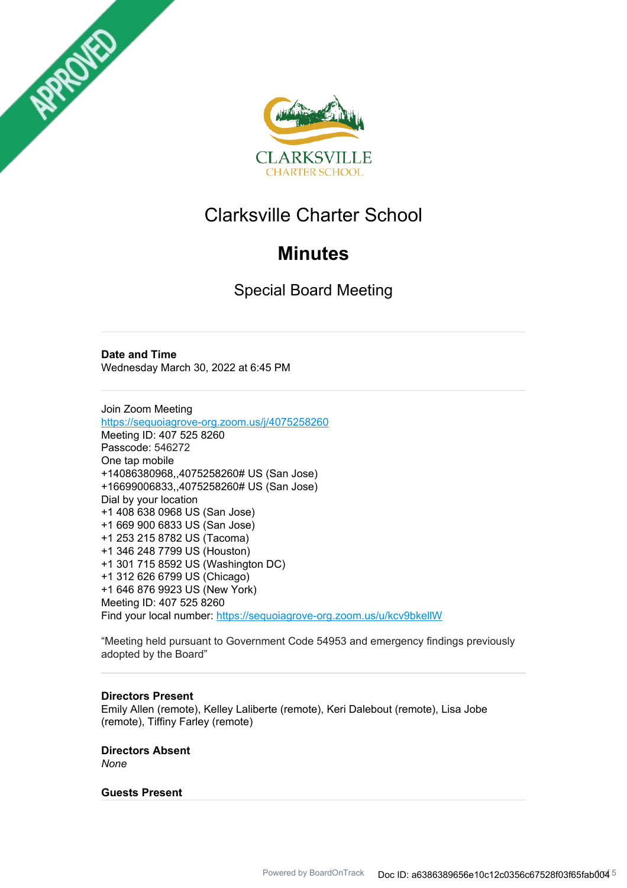APPROVED

CLARKSVILLE
CHARTER SCHOOL

# Clarksville Charter School

## Minutes

### Special Board Meeting

**Date and Time**
Wednesday March 30, 2022 at 6:45 PM

Join Zoom Meeting
https://sequoiagrove-org.zoom.us/j/4075258260
Meeting ID: 407 525 8260
Passcode: 546272
One tap mobile
+14086380968,,4075258260# US (San Jose)
+16699006833,,4075258260# US (San Jose)
Dial by your location
+1 408 638 0968 US (San Jose)
+1 669 900 6833 US (San Jose)
+1 253 215 8782 US (Tacoma)
+1 346 248 7799 US (Houston)
+1 301 715 8592 US (Washington DC)
+1 312 626 6799 (Chicago)
+1 646 876 9923 US (New York)
Meeting ID: 407 525 8260
Find your local number: https://sequoiagrove-org.zoom.us/u/kcv9bkellW

"Meeting held pursuant to Government Code 54953 and emergency findings previously adopted by the Board"

**Directors Present**
Emily Allen (remote), Kelley Laliberte (remote), Keri Dalebout (remote), Lisa Jobe (remote), Tiffiny Farley (remote)

**Directors Absent**
*None*

**Guests Present**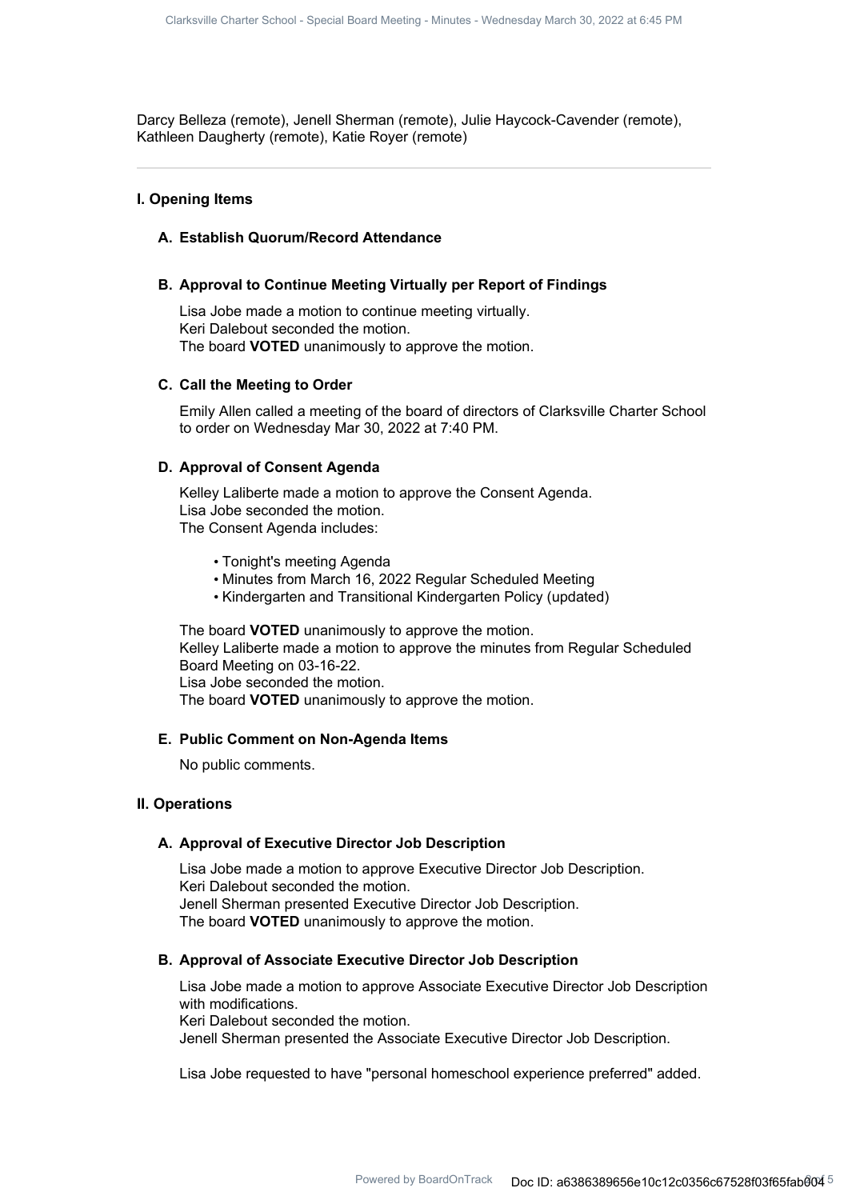Darcy Belleza (remote), Jenell Sherman (remote), Julie Haycock-Cavender (remote), Kathleen Daugherty (remote), Katie Royer (remote)

---

## I. Opening Items

### A. Establish Quorum/Record Attendance

### B. Approval to Continue Meeting Virtually per Report of Findings

Lisa Jobe made a motion to continue meeting virtually.
Keri Dalebout seconded the motion.
The board **VOTED** unanimously to approve the motion.

### C. Call the Meeting to Order

Emily Allen called a meeting of the board of directors of Clarksville Charter School to order on Wednesday Mar 30, 2022 at 7:40 PM.

### D. Approval of Consent Agenda

Kelley Laliberte made a motion to approve the Consent Agenda.
Lisa Jobe seconded the motion.
The Consent Agenda includes:

- Tonight's meeting Agenda
- Minutes from March 16, 2022 Regular Scheduled Meeting
- Kindergarten and Transitional Kindergarten Policy (updated)

The board **VOTED** unanimously to approve the motion.
Kelley Laliberte made a motion to approve the minutes from Regular Scheduled Board Meeting on 03-16-22.
Lisa Jobe seconded the motion.
The board **VOTED** unanimously to approve the motion.

### E. Public Comment on Non-Agenda Items

No public comments.

## II. Operations

### A. Approval of Executive Director Job Description

Lisa Jobe made a motion to approve Executive Director Job Description.
Keri Dalebout seconded the motion.
Jenell Sherman presented Executive Director Job Description.
The board **VOTED** unanimously to approve the motion.

### B. Approval of Associate Executive Director Job Description

Lisa Jobe made a motion to approve Associate Executive Director Job Description with modifications.
Keri Dalebout seconded the motion.
Jenell Sherman presented the Associate Executive Director Job Description.

Lisa Jobe requested to have "personal homeschool experience preferred" added.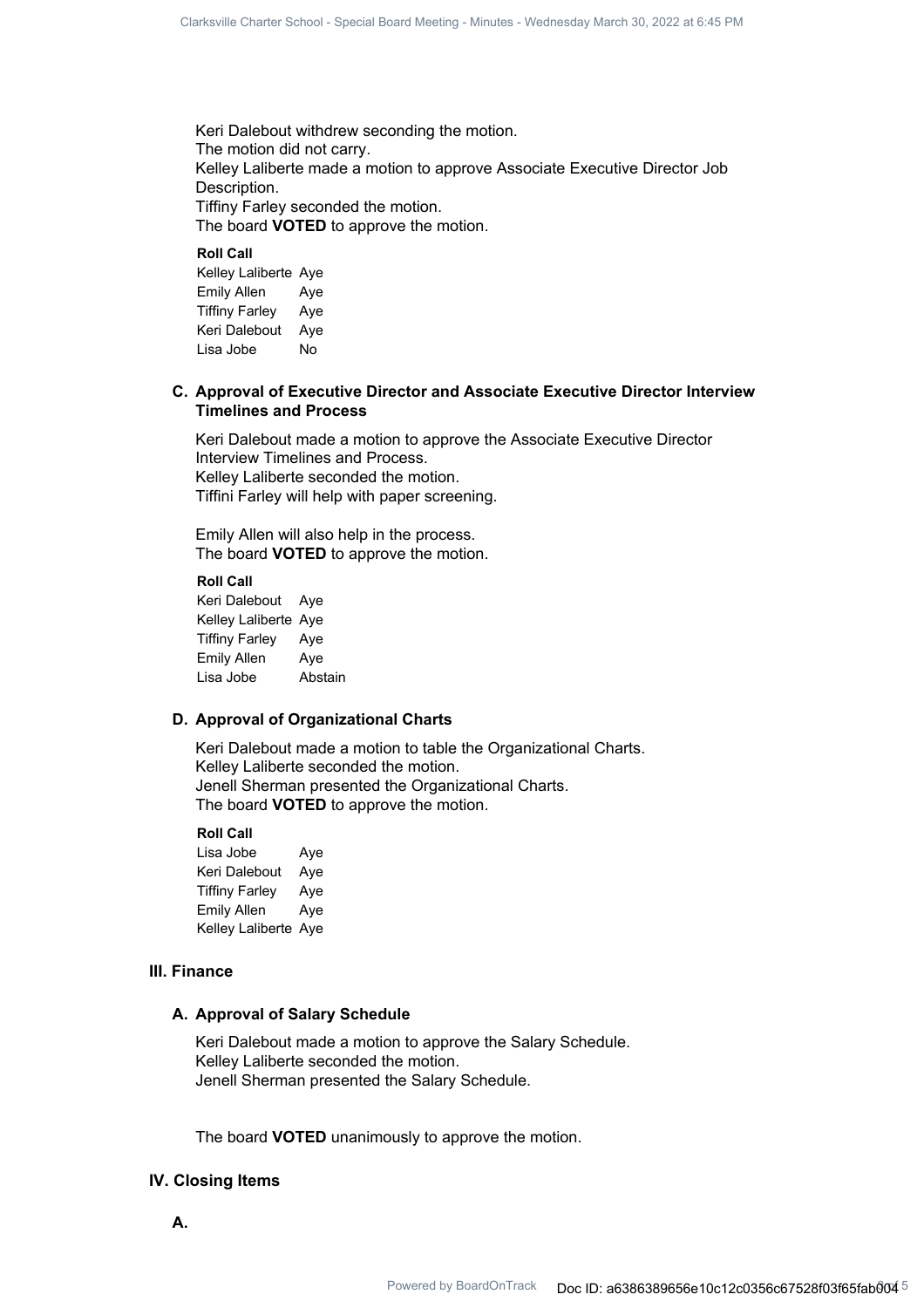Keri Dalebout withdrew seconding the motion.
The motion did not carry.
Kelley Laliberte made a motion to approve Associate Executive Director Job Description.
Tiffiny Farley seconded the motion.
The board **VOTED** to approve the motion.

**Roll Call**

| | |
|---|---|
| Kelley Laliberte | Aye |
| Emily Allen | Aye |
| Tiffiny Farley | Aye |
| Keri Dalebout | Aye |
| Lisa Jobe | No |

### C. Approval of Executive Director and Associate Executive Director Interview Timelines and Process

Keri Dalebout made a motion to approve the Associate Executive Director Interview Timelines and Process.
Kelley Laliberte seconded the motion.
Tiffini Farley will help with paper screening.

Emily Allen will also help in the process.
The board **VOTED** to approve the motion.

**Roll Call**

| | |
|---|---|
| Keri Dalebout | Aye |
| Kelley Laliberte | Aye |
| Tiffiny Farley | Aye |
| Emily Allen | Aye |
| Lisa Jobe | Abstain |

### D. Approval of Organizational Charts

Keri Dalebout made a motion to table the Organizational Charts.
Kelley Laliberte seconded the motion.
Jenell Sherman presented the Organizational Charts.
The board **VOTED** to approve the motion.

**Roll Call**

| | |
|---|---|
| Lisa Jobe | Aye |
| Keri Dalebout | Aye |
| Tiffiny Farley | Aye |
| Emily Allen | Aye |
| Kelley Laliberte | Aye |

## III. Finance

### A. Approval of Salary Schedule

Keri Dalebout made a motion to approve the Salary Schedule.
Kelley Laliberte seconded the motion.
Jenell Sherman presented the Salary Schedule.

The board **VOTED** unanimously to approve the motion.

## IV. Closing Items

### A.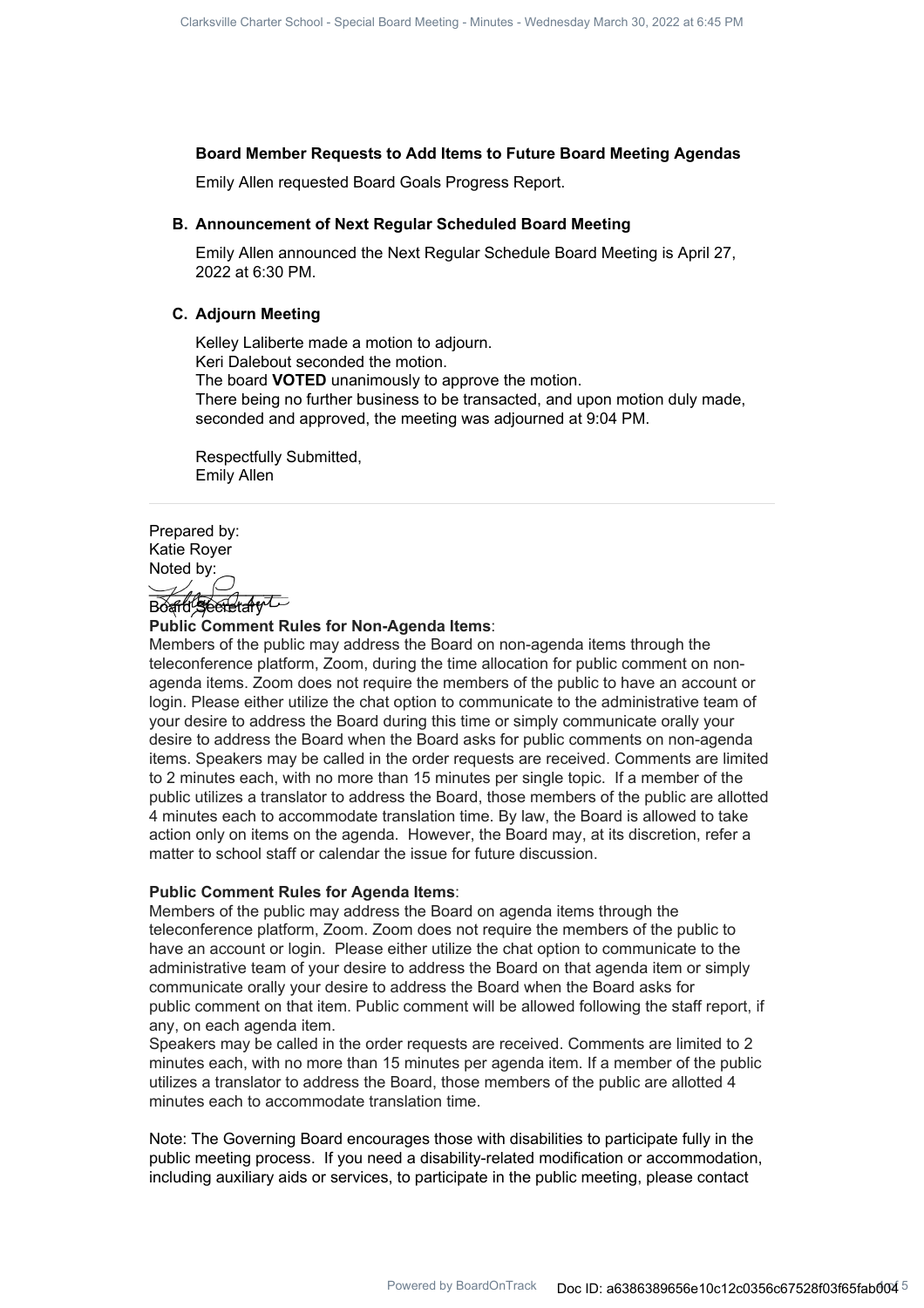### Board Member Requests to Add Items to Future Board Meeting Agendas

Emily Allen requested Board Goals Progress Report.

### B. Announcement of Next Regular Scheduled Board Meeting

Emily Allen announced the Next Regular Schedule Board Meeting is April 27, 2022 at 6:30 PM.

### C. Adjourn Meeting

Kelley Laliberte made a motion to adjourn.
Keri Dalebout seconded the motion.
The board **VOTED** unanimously to approve the motion.
There being no further business to be transacted, and upon motion duly made, seconded and approved, the meeting was adjourned at 9:04 PM.

Respectfully Submitted,
Emily Allen

---

Prepared by:
Katie Royer
Noted by:

Board Secretary

**Public Comment Rules for Non-Agenda Items**:
Members of the public may address the Board on non-agenda items through the teleconference platform, Zoom, during the time allocation for public comment on non-agenda items. Zoom does not require the members of the public to have an account or login. Please either utilize the chat option to communicate to the administrative team of your desire to address the Board during this time or simply communicate orally your desire to address the Board when the Board asks for public comments on non-agenda items. Speakers may be called in the order requests are received. Comments are limited to 2 minutes each, with no more than 15 minutes per single topic. If a member of the public utilizes a translator to address the Board, those members of the public are allotted 4 minutes each to accommodate translation time. By law, the Board is allowed to take action only on items on the agenda. However, the Board may, at its discretion, refer a matter to school staff or calendar the issue for future discussion.

**Public Comment Rules for Agenda Items**:
Members of the public may address the Board on agenda items through the teleconference platform, Zoom. Zoom does not require the members of the public to have an account or login. Please either utilize the chat option to communicate to the administrative team of your desire to address the Board on that agenda item or simply communicate orally your desire to address the Board when the Board asks for public comment on that item. Public comment will be allowed following the staff report, if any, on each agenda item.
Speakers may be called in the order requests are received. Comments are limited to 2 minutes each, with no more than 15 minutes per agenda item. If a member of the public utilizes a translator to address the Board, those members of the public are allotted 4 minutes each to accommodate translation time.

Note: The Governing Board encourages those with disabilities to participate fully in the public meeting process. If you need a disability-related modification or accommodation, including auxiliary aids or services, to participate in the public meeting, please contact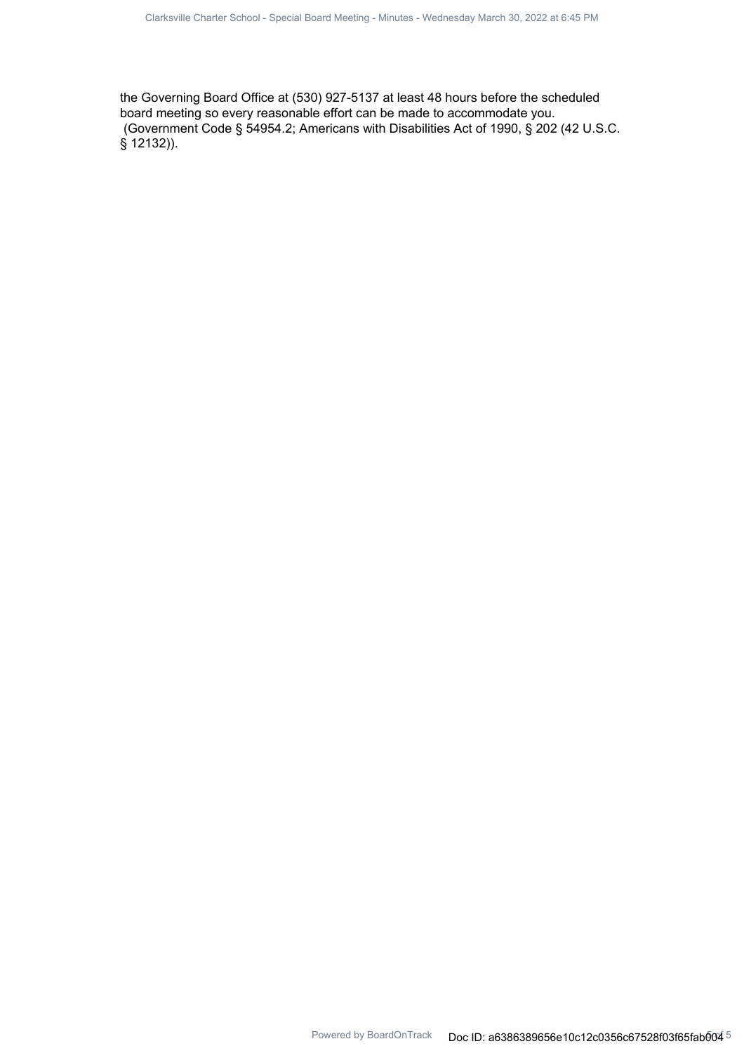the Governing Board Office at (530) 927-5137 at least 48 hours before the scheduled board meeting so every reasonable effort can be made to accommodate you.
(Government Code § 54954.2; Americans with Disabilities Act of 1990, § 202 (42 U.S.C. § 12132)).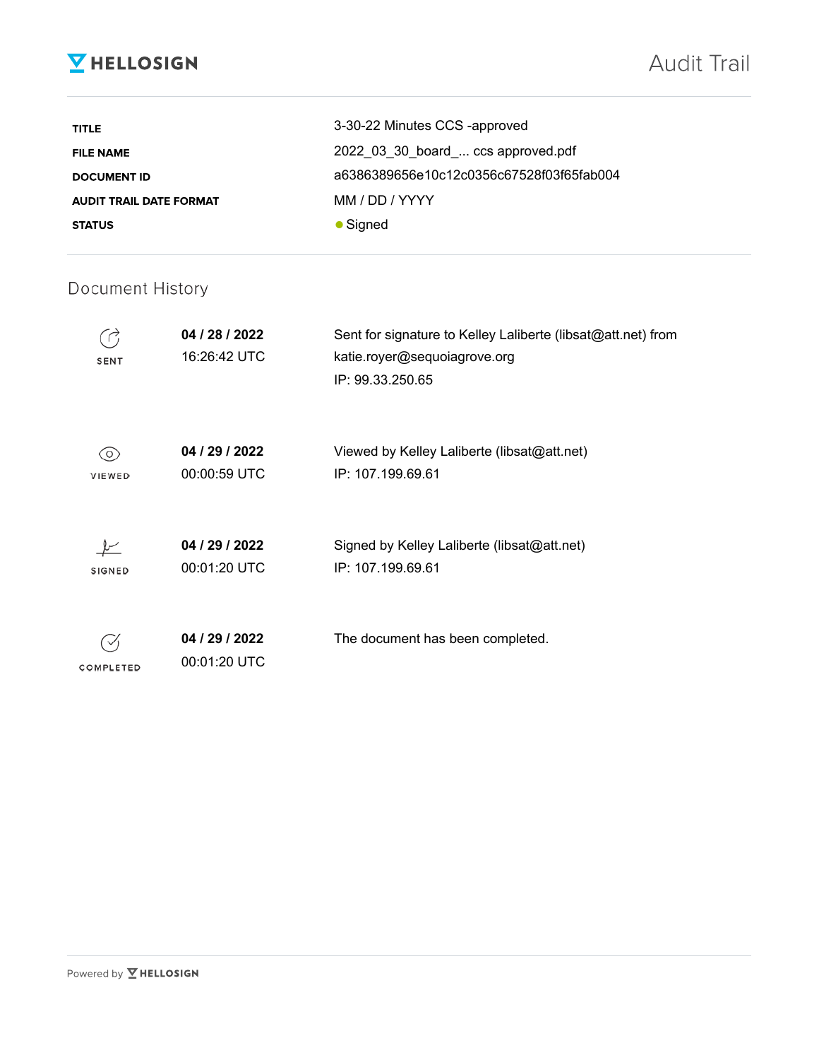HELLOSIGN

# Audit Trail

| | |
|---|---|
| **TITLE** | 3-30-22 Minutes CCS -approved |
| **FILE NAME** | 2022_03_30_board_... ccs approved.pdf |
| **DOCUMENT ID** | a6386389656e10c12c0356c67528f03f65fab004 |
| **AUDIT TRAIL DATE FORMAT** | MM / DD / YYYY |
| **STATUS** | ● Signed |

## Document History

| | | |
|---|---|---|
| SENT | **04 / 28 / 2022**<br>16:26:42 UTC | Sent for signature to Kelley Laliberte (libsat@att.net) from katie.royer@sequoiagrove.org<br>IP: 99.33.250.65 |
| VIEWED | **04 / 29 / 2022**<br>00:00:59 UTC | Viewed by Kelley Laliberte (libsat@att.net)<br>IP: 107.199.69.61 |
| SIGNED | **04 / 29 / 2022**<br>00:01:20 UTC | Signed by Kelley Laliberte (libsat@att.net)<br>IP: 107.199.69.61 |
| COMPLETED | **04 / 29 / 2022**<br>00:01:20 UTC | The document has been completed. |

Powered by HELLOSIGN